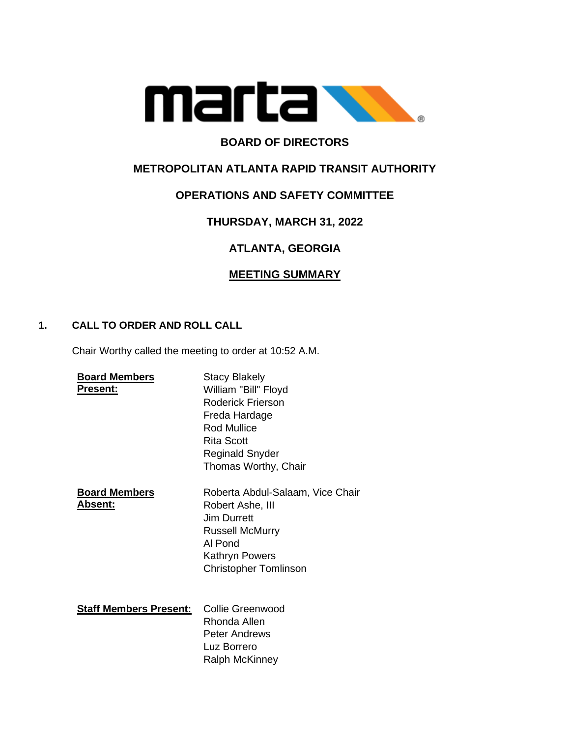**BOARD OF DIRECTORS**

**METROPOLITAN ATLANTA RAPID TRANSIT AUTHORITY**

**OPERATIONS AND SAFETY COMMITTEE**

**THURSDAY, MARCH 31, 2022**

**ATLANTA, GEORGIA**

**MEETING SUMMARY**

## 1. CALL TO ORDER AND ROLL CALL

Chair Worthy called the meeting to order at 10:52 A.M.

**Board Members Present:**

Stacy Blakely
William "Bill" Floyd
Roderick Frierson
Freda Hardage
Rod Mullice
Rita Scott
Reginald Snyder
Thomas Worthy, Chair

**Board Members Absent:**

Roberta Abdul-Salaam, Vice Chair
Robert Ashe, III
Jim Durrett
Russell McMurry
Al Pond
Kathryn Powers
Christopher Tomlinson

**Staff Members Present:**

Collie Greenwood
Rhonda Allen
Peter Andrews
Luz Borrero
Ralph McKinney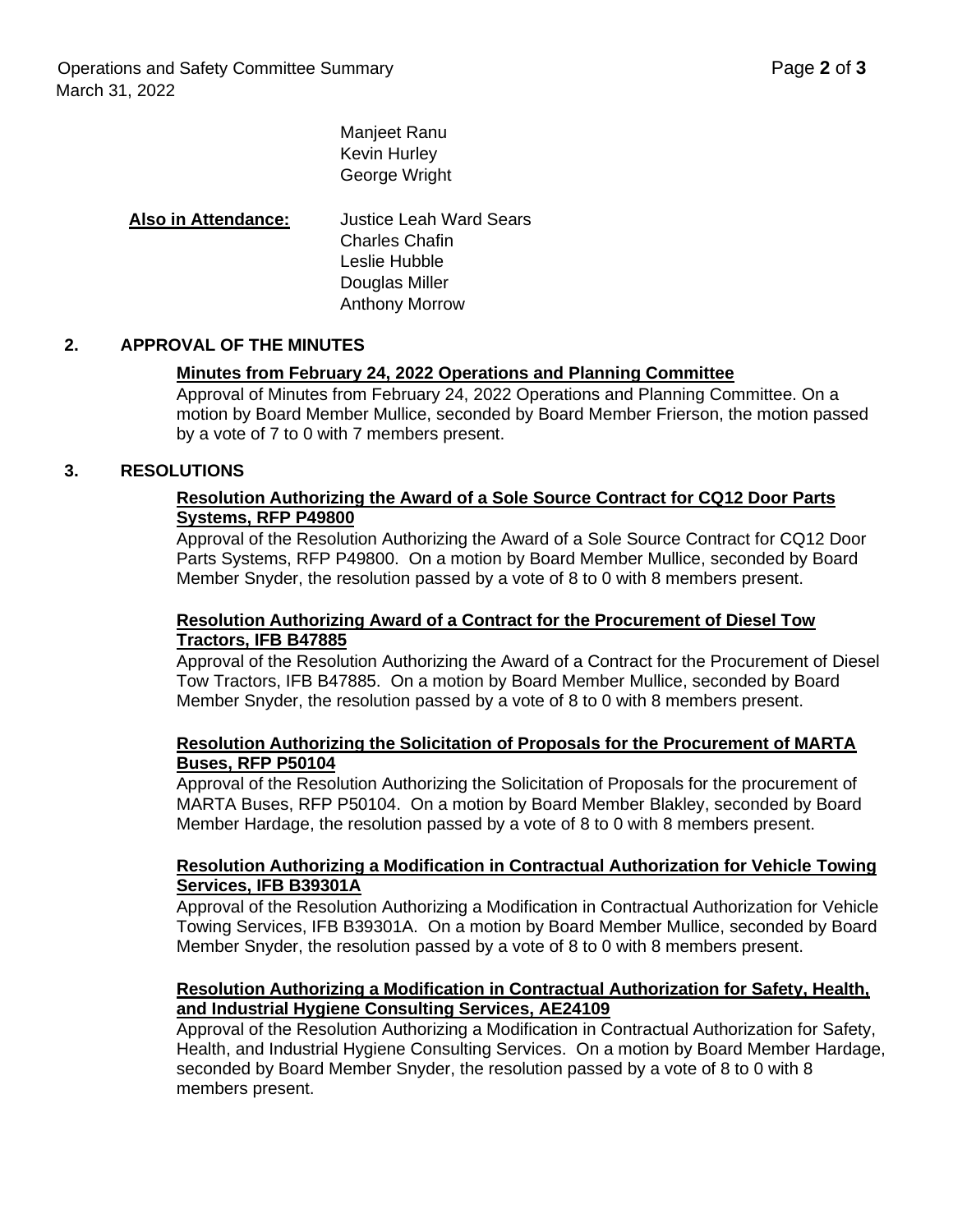Manjeet Ranu
Kevin Hurley
George Wright

**Also in Attendance:** Justice Leah Ward Sears
Charles Chafin
Leslie Hubble
Douglas Miller
Anthony Morrow

## 2. APPROVAL OF THE MINUTES

**Minutes from February 24, 2022 Operations and Planning Committee**

Approval of Minutes from February 24, 2022 Operations and Planning Committee. On a motion by Board Member Mullice, seconded by Board Member Frierson, the motion passed by a vote of 7 to 0 with 7 members present.

## 3. RESOLUTIONS

**Resolution Authorizing the Award of a Sole Source Contract for CQ12 Door Parts Systems, RFP P49800**

Approval of the Resolution Authorizing the Award of a Sole Source Contract for CQ12 Door Parts Systems, RFP P49800. On a motion by Board Member Mullice, seconded by Board Member Snyder, the resolution passed by a vote of 8 to 0 with 8 members present.

**Resolution Authorizing Award of a Contract for the Procurement of Diesel Tow Tractors, IFB B47885**

Approval of the Resolution Authorizing the Award of a Contract for the Procurement of Diesel Tow Tractors, IFB B47885. On a motion by Board Member Mullice, seconded by Board Member Snyder, the resolution passed by a vote of 8 to 0 with 8 members present.

**Resolution Authorizing the Solicitation of Proposals for the Procurement of MARTA Buses, RFP P50104**

Approval of the Resolution Authorizing the Solicitation of Proposals for the procurement of MARTA Buses, RFP P50104. On a motion by Board Member Blakley, seconded by Board Member Hardage, the resolution passed by a vote of 8 to 0 with 8 members present.

**Resolution Authorizing a Modification in Contractual Authorization for Vehicle Towing Services, IFB B39301A**

Approval of the Resolution Authorizing a Modification in Contractual Authorization for Vehicle Towing Services, IFB B39301A. On a motion by Board Member Mullice, seconded by Board Member Snyder, the resolution passed by a vote of 8 to 0 with 8 members present.

**Resolution Authorizing a Modification in Contractual Authorization for Safety, Health, and Industrial Hygiene Consulting Services, AE24109**

Approval of the Resolution Authorizing a Modification in Contractual Authorization for Safety, Health, and Industrial Hygiene Consulting Services. On a motion by Board Member Hardage, seconded by Board Member Snyder, the resolution passed by a vote of 8 to 0 with 8 members present.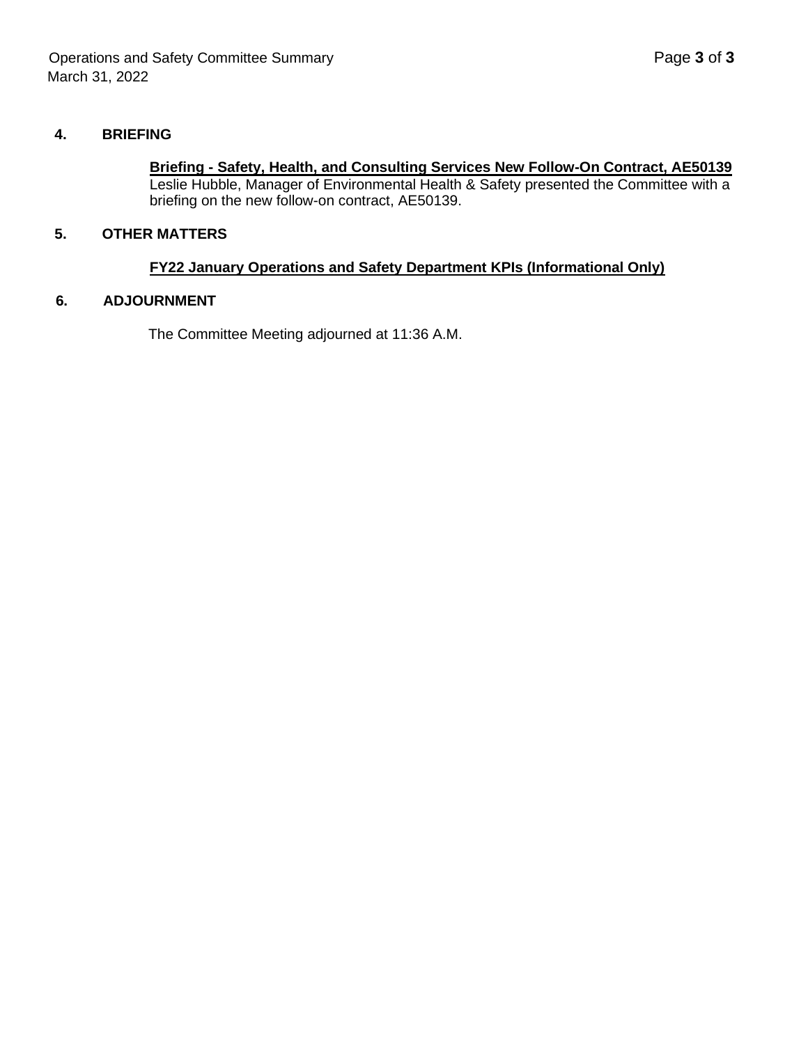## 4. BRIEFING

**Briefing - Safety, Health, and Consulting Services New Follow-On Contract, AE50139**
Leslie Hubble, Manager of Environmental Health & Safety presented the Committee with a briefing on the new follow-on contract, AE50139.

## 5. OTHER MATTERS

**FY22 January Operations and Safety Department KPIs (Informational Only)**

## 6. ADJOURNMENT

The Committee Meeting adjourned at 11:36 A.M.